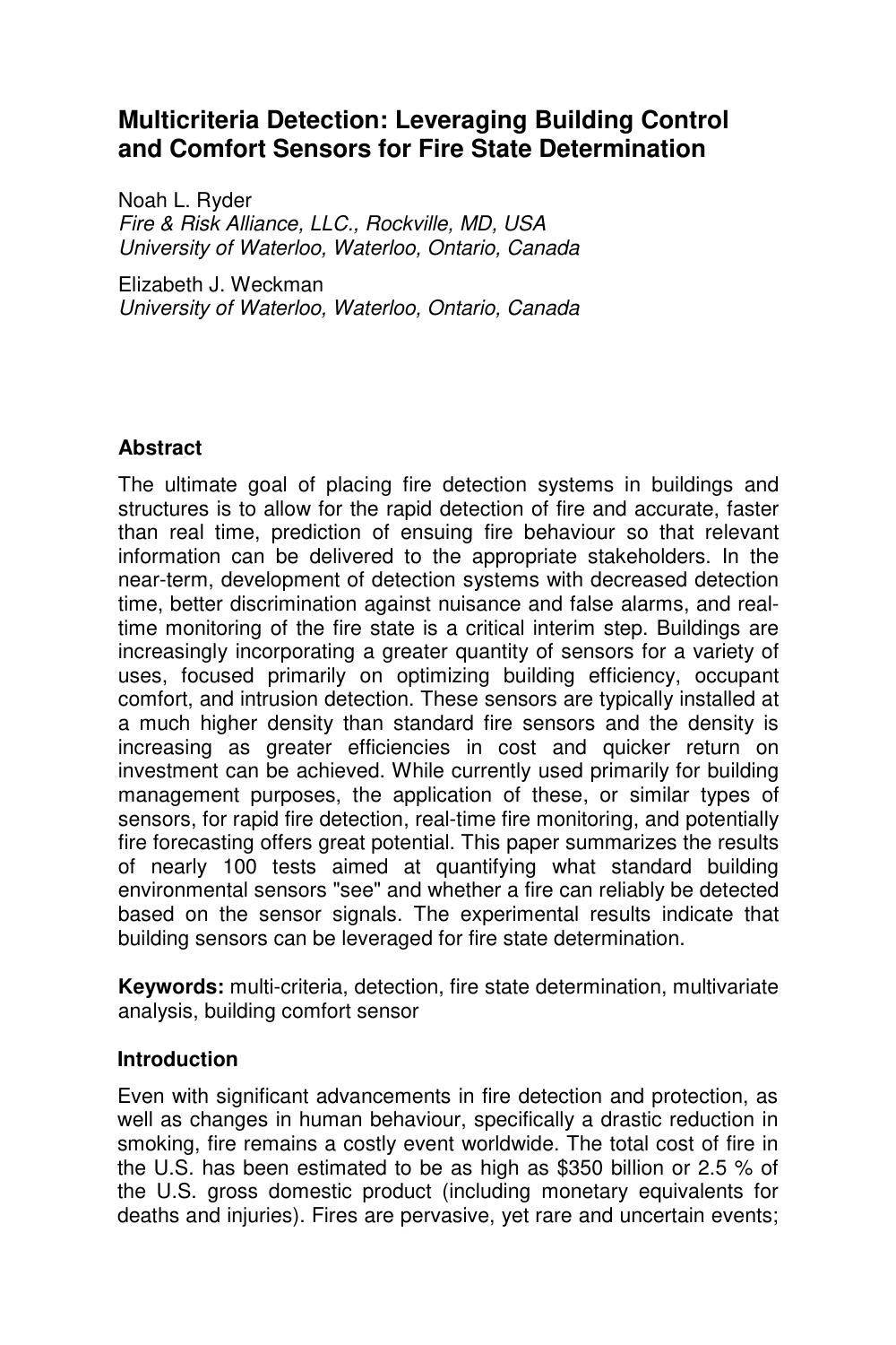# Multicriteria Detection: Leveraging Building Control and Comfort Sensors for Fire State Determination

Noah L. Ryder
*Fire & Risk Alliance, LLC., Rockville, MD, USA*
*University of Waterloo, Waterloo, Ontario, Canada*

Elizabeth J. Weckman
*University of Waterloo, Waterloo, Ontario, Canada*

## Abstract

The ultimate goal of placing fire detection systems in buildings and structures is to allow for the rapid detection of fire and accurate, faster than real time, prediction of ensuing fire behaviour so that relevant information can be delivered to the appropriate stakeholders. In the near-term, development of detection systems with decreased detection time, better discrimination against nuisance and false alarms, and real-time monitoring of the fire state is a critical interim step. Buildings are increasingly incorporating a greater quantity of sensors for a variety of uses, focused primarily on optimizing building efficiency, occupant comfort, and intrusion detection. These sensors are typically installed at a much higher density than standard fire sensors and the density is increasing as greater efficiencies in cost and quicker return on investment can be achieved. While currently used primarily for building management purposes, the application of these, or similar types of sensors, for rapid fire detection, real-time fire monitoring, and potentially fire forecasting offers great potential. This paper summarizes the results of nearly 100 tests aimed at quantifying what standard building environmental sensors "see" and whether a fire can reliably be detected based on the sensor signals. The experimental results indicate that building sensors can be leveraged for fire state determination.

**Keywords:** multi-criteria, detection, fire state determination, multivariate analysis, building comfort sensor

## Introduction

Even with significant advancements in fire detection and protection, as well as changes in human behaviour, specifically a drastic reduction in smoking, fire remains a costly event worldwide. The total cost of fire in the U.S. has been estimated to be as high as $350 billion or 2.5 % of the U.S. gross domestic product (including monetary equivalents for deaths and injuries). Fires are pervasive, yet rare and uncertain events;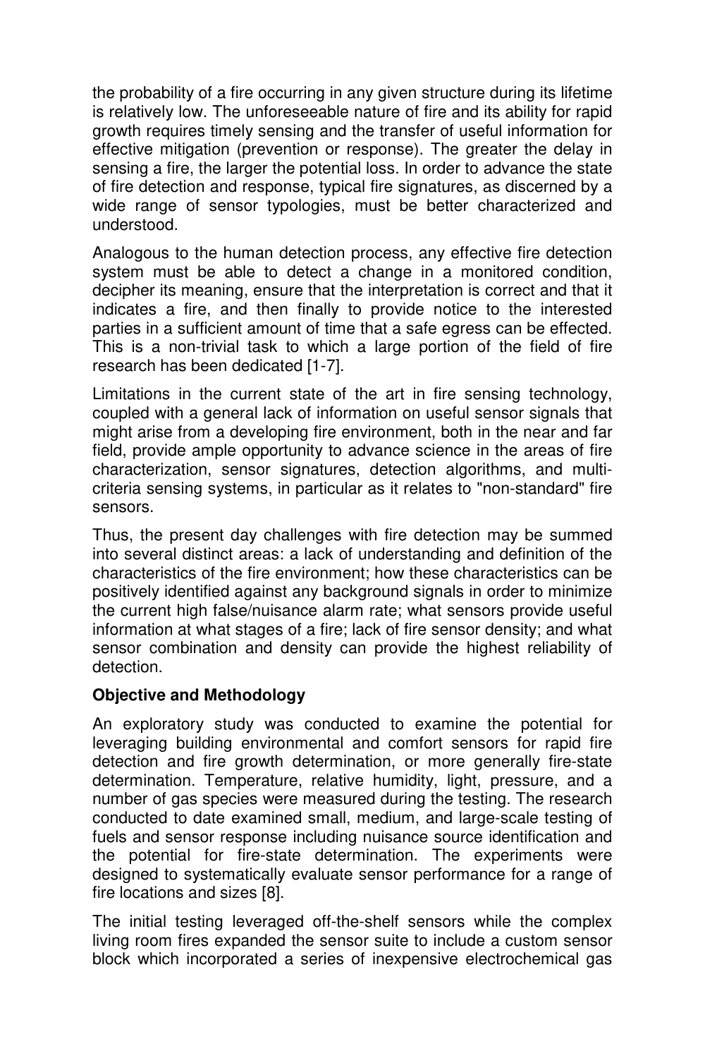the probability of a fire occurring in any given structure during its lifetime is relatively low. The unforeseeable nature of fire and its ability for rapid growth requires timely sensing and the transfer of useful information for effective mitigation (prevention or response). The greater the delay in sensing a fire, the larger the potential loss. In order to advance the state of fire detection and response, typical fire signatures, as discerned by a wide range of sensor typologies, must be better characterized and understood.

Analogous to the human detection process, any effective fire detection system must be able to detect a change in a monitored condition, decipher its meaning, ensure that the interpretation is correct and that it indicates a fire, and then finally to provide notice to the interested parties in a sufficient amount of time that a safe egress can be effected. This is a non-trivial task to which a large portion of the field of fire research has been dedicated [1-7].

Limitations in the current state of the art in fire sensing technology, coupled with a general lack of information on useful sensor signals that might arise from a developing fire environment, both in the near and far field, provide ample opportunity to advance science in the areas of fire characterization, sensor signatures, detection algorithms, and multi-criteria sensing systems, in particular as it relates to "non-standard" fire sensors.

Thus, the present day challenges with fire detection may be summed into several distinct areas: a lack of understanding and definition of the characteristics of the fire environment; how these characteristics can be positively identified against any background signals in order to minimize the current high false/nuisance alarm rate; what sensors provide useful information at what stages of a fire; lack of fire sensor density; and what sensor combination and density can provide the highest reliability of detection.

**Objective and Methodology**

An exploratory study was conducted to examine the potential for leveraging building environmental and comfort sensors for rapid fire detection and fire growth determination, or more generally fire-state determination. Temperature, relative humidity, light, pressure, and a number of gas species were measured during the testing. The research conducted to date examined small, medium, and large-scale testing of fuels and sensor response including nuisance source identification and the potential for fire-state determination. The experiments were designed to systematically evaluate sensor performance for a range of fire locations and sizes [8].

The initial testing leveraged off-the-shelf sensors while the complex living room fires expanded the sensor suite to include a custom sensor block which incorporated a series of inexpensive electrochemical gas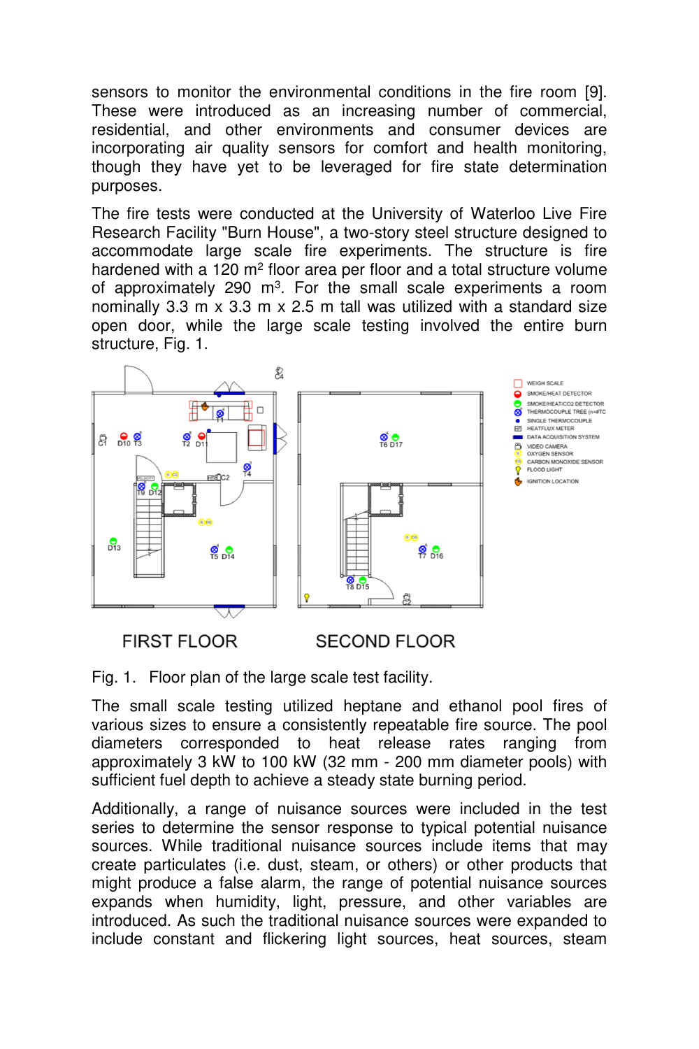sensors to monitor the environmental conditions in the fire room [9]. These were introduced as an increasing number of commercial, residential, and other environments and consumer devices are incorporating air quality sensors for comfort and health monitoring, though they have yet to be leveraged for fire state determination purposes.

The fire tests were conducted at the University of Waterloo Live Fire Research Facility "Burn House", a two-story steel structure designed to accommodate large scale fire experiments. The structure is fire hardened with a 120 m$^2$ floor area per floor and a total structure volume of approximately 290 m$^3$. For the small scale experiments a room nominally 3.3 m x 3.3 m x 2.5 m tall was utilized with a standard size open door, while the large scale testing involved the entire burn structure, Fig. 1.

Fig. 1. Floor plan of the large scale test facility.

The small scale testing utilized heptane and ethanol pool fires of various sizes to ensure a consistently repeatable fire source. The pool diameters corresponded to heat release rates ranging from approximately 3 kW to 100 kW (32 mm - 200 mm diameter pools) with sufficient fuel depth to achieve a steady state burning period.

Additionally, a range of nuisance sources were included in the test series to determine the sensor response to typical potential nuisance sources. While traditional nuisance sources include items that may create particulates (i.e. dust, steam, or others) or other products that might produce a false alarm, the range of potential nuisance sources expands when humidity, light, pressure, and other variables are introduced. As such the traditional nuisance sources were expanded to include constant and flickering light sources, heat sources, steam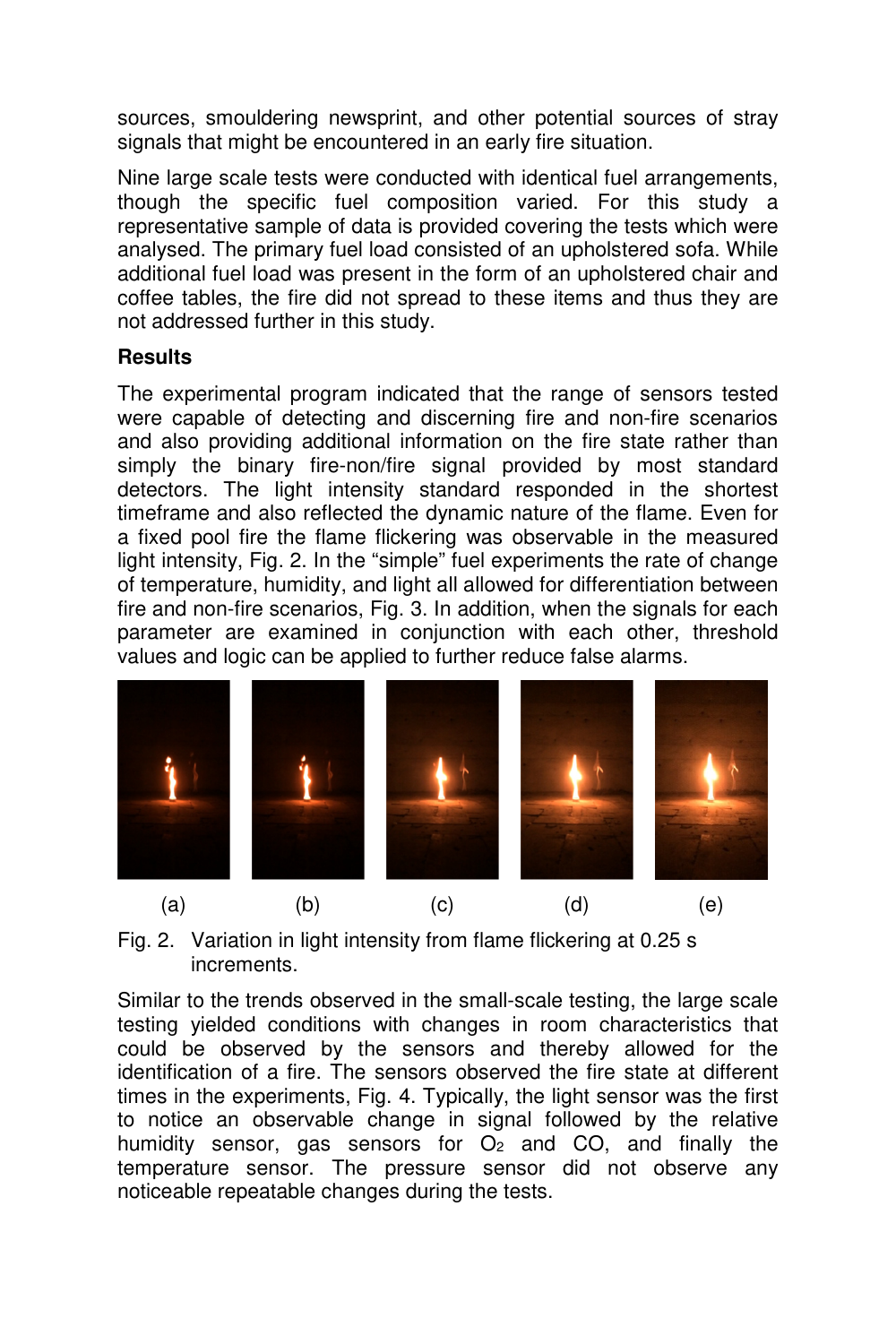sources, smouldering newsprint, and other potential sources of stray signals that might be encountered in an early fire situation.

Nine large scale tests were conducted with identical fuel arrangements, though the specific fuel composition varied. For this study a representative sample of data is provided covering the tests which were analysed. The primary fuel load consisted of an upholstered sofa. While additional fuel load was present in the form of an upholstered chair and coffee tables, the fire did not spread to these items and thus they are not addressed further in this study.

## Results

The experimental program indicated that the range of sensors tested were capable of detecting and discerning fire and non-fire scenarios and also providing additional information on the fire state rather than simply the binary fire-non/fire signal provided by most standard detectors. The light intensity standard responded in the shortest timeframe and also reflected the dynamic nature of the flame. Even for a fixed pool fire the flame flickering was observable in the measured light intensity, Fig. 2. In the "simple" fuel experiments the rate of change of temperature, humidity, and light all allowed for differentiation between fire and non-fire scenarios, Fig. 3. In addition, when the signals for each parameter are examined in conjunction with each other, threshold values and logic can be applied to further reduce false alarms.

(a) (b) (c) (d) (e)

Fig. 2. Variation in light intensity from flame flickering at 0.25 s increments.

Similar to the trends observed in the small-scale testing, the large scale testing yielded conditions with changes in room characteristics that could be observed by the sensors and thereby allowed for the identification of a fire. The sensors observed the fire state at different times in the experiments, Fig. 4. Typically, the light sensor was the first to notice an observable change in signal followed by the relative humidity sensor, gas sensors for $O_2$ and CO, and finally the temperature sensor. The pressure sensor did not observe any noticeable repeatable changes during the tests.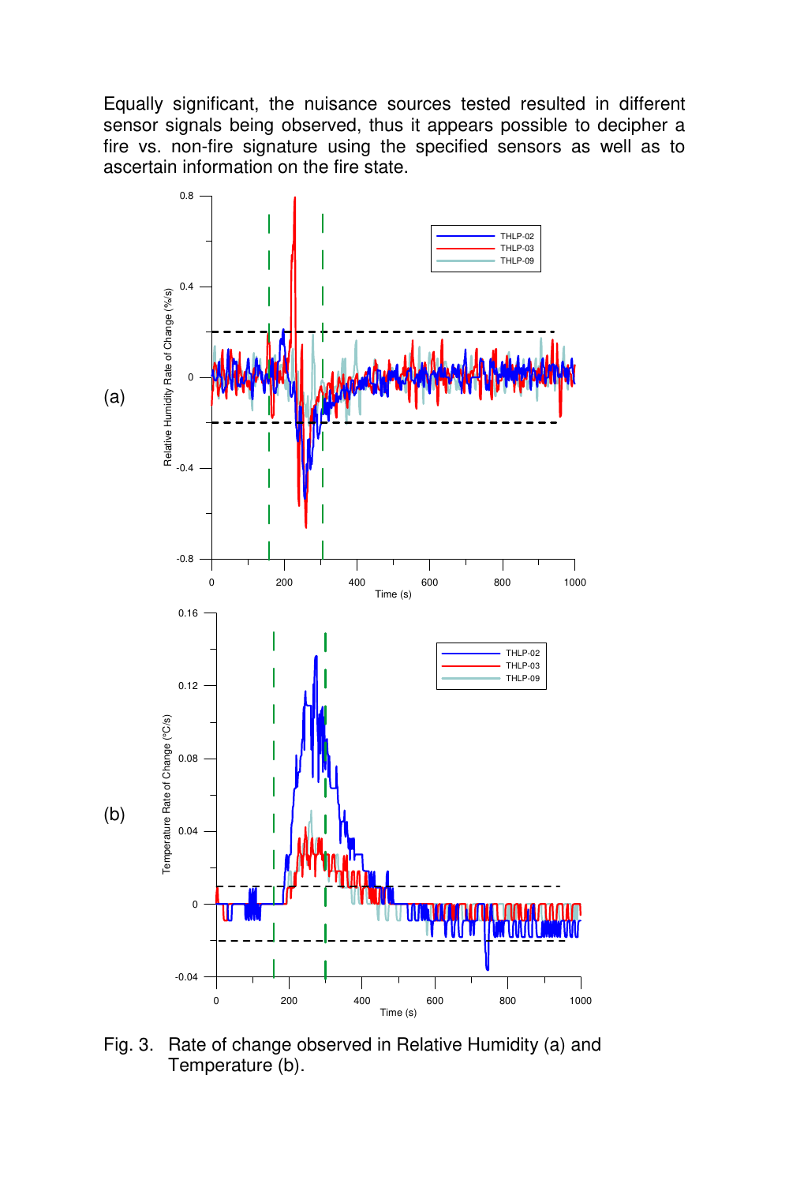Equally significant, the nuisance sources tested resulted in different sensor signals being observed, thus it appears possible to decipher a fire vs. non-fire signature using the specified sensors as well as to ascertain information on the fire state.

(a)

(b)

Fig. 3. Rate of change observed in Relative Humidity (a) and Temperature (b).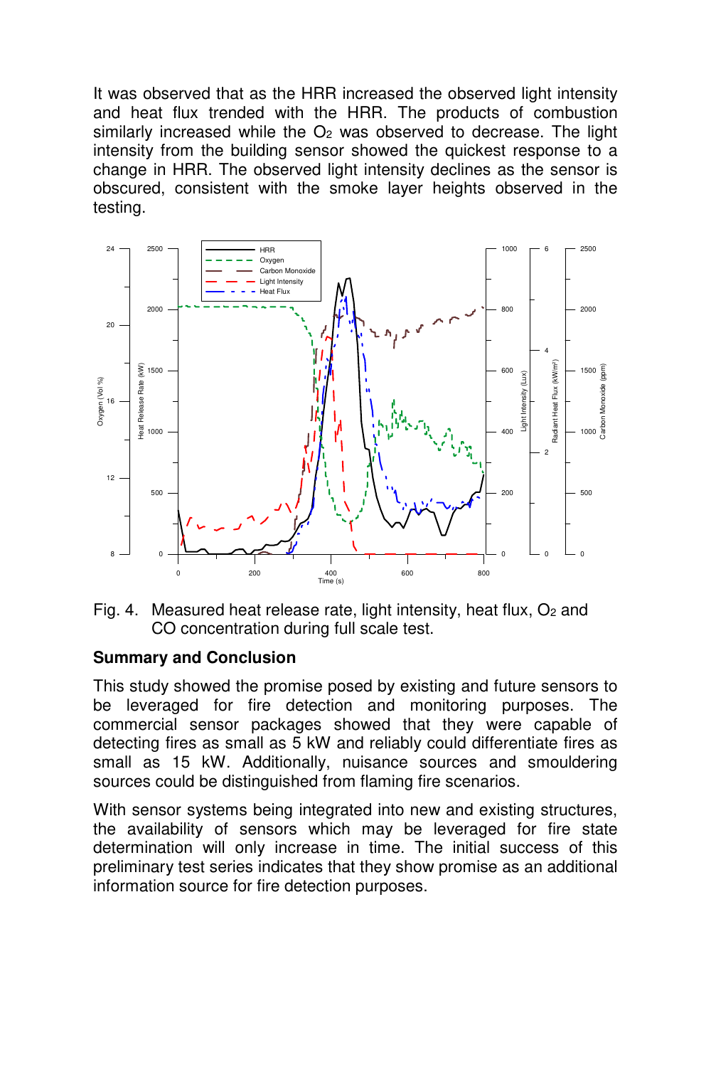It was observed that as the HRR increased the observed light intensity and heat flux trended with the HRR. The products of combustion similarly increased while the $O_2$ was observed to decrease. The light intensity from the building sensor showed the quickest response to a change in HRR. The observed light intensity declines as the sensor is obscured, consistent with the smoke layer heights observed in the testing.

Fig. 4. Measured heat release rate, light intensity, heat flux, $O_2$ and CO concentration during full scale test.

### Summary and Conclusion

This study showed the promise posed by existing and future sensors to be leveraged for fire detection and monitoring purposes. The commercial sensor packages showed that they were capable of detecting fires as small as 5 kW and reliably could differentiate fires as small as 15 kW. Additionally, nuisance sources and smouldering sources could be distinguished from flaming fire scenarios.

With sensor systems being integrated into new and existing structures, the availability of sensors which may be leveraged for fire state determination will only increase in time. The initial success of this preliminary test series indicates that they show promise as an additional information source for fire detection purposes.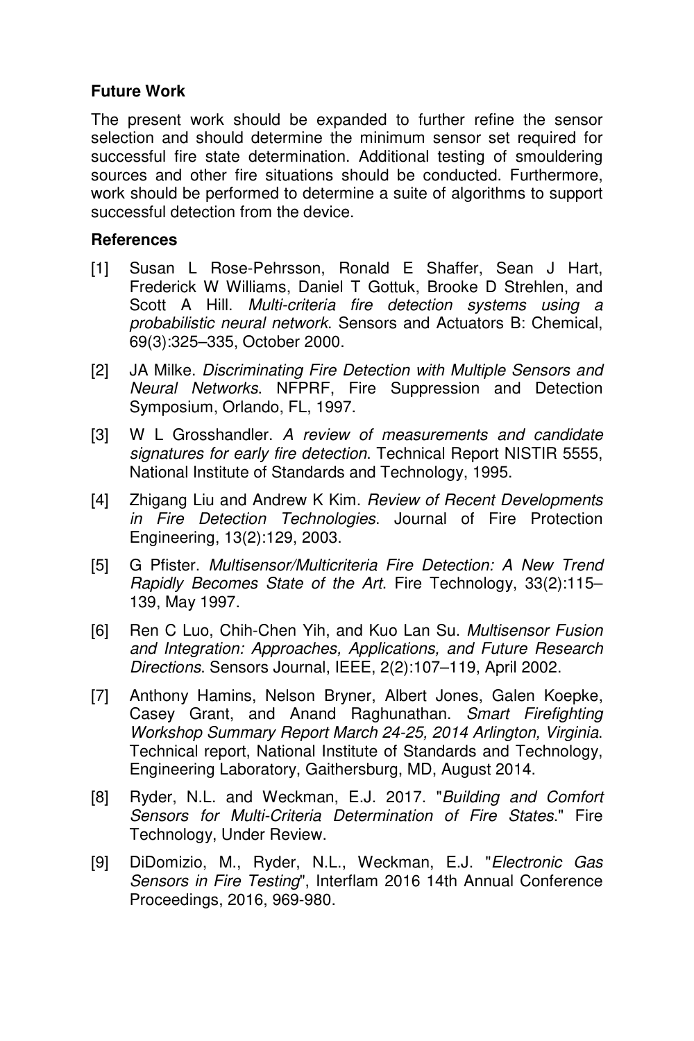## Future Work

The present work should be expanded to further refine the sensor selection and should determine the minimum sensor set required for successful fire state determination. Additional testing of smouldering sources and other fire situations should be conducted. Furthermore, work should be performed to determine a suite of algorithms to support successful detection from the device.

## References

[1] Susan L Rose-Pehrsson, Ronald E Shaffer, Sean J Hart, Frederick W Williams, Daniel T Gottuk, Brooke D Strehlen, and Scott A Hill. *Multi-criteria fire detection systems using a probabilistic neural network*. Sensors and Actuators B: Chemical, 69(3):325–335, October 2000.

[2] JA Milke. *Discriminating Fire Detection with Multiple Sensors and Neural Networks*. NFPRF, Fire Suppression and Detection Symposium, Orlando, FL, 1997.

[3] W L Grosshandler. *A review of measurements and candidate signatures for early fire detection*. Technical Report NISTIR 5555, National Institute of Standards and Technology, 1995.

[4] Zhigang Liu and Andrew K Kim. *Review of Recent Developments in Fire Detection Technologies*. Journal of Fire Protection Engineering, 13(2):129, 2003.

[5] G Pfister. *Multisensor/Multicriteria Fire Detection: A New Trend Rapidly Becomes State of the Art*. Fire Technology, 33(2):115–139, May 1997.

[6] Ren C Luo, Chih-Chen Yih, and Kuo Lan Su. *Multisensor Fusion and Integration: Approaches, Applications, and Future Research Directions*. Sensors Journal, IEEE, 2(2):107–119, April 2002.

[7] Anthony Hamins, Nelson Bryner, Albert Jones, Galen Koepke, Casey Grant, and Anand Raghunathan. *Smart Firefighting Workshop Summary Report March 24-25, 2014 Arlington, Virginia*. Technical report, National Institute of Standards and Technology, Engineering Laboratory, Gaithersburg, MD, August 2014.

[8] Ryder, N.L. and Weckman, E.J. 2017. "*Building and Comfort Sensors for Multi-Criteria Determination of Fire States*." Fire Technology, Under Review.

[9] DiDomizio, M., Ryder, N.L., Weckman, E.J. "*Electronic Gas Sensors in Fire Testing*", Interflam 2016 14th Annual Conference Proceedings, 2016, 969-980.